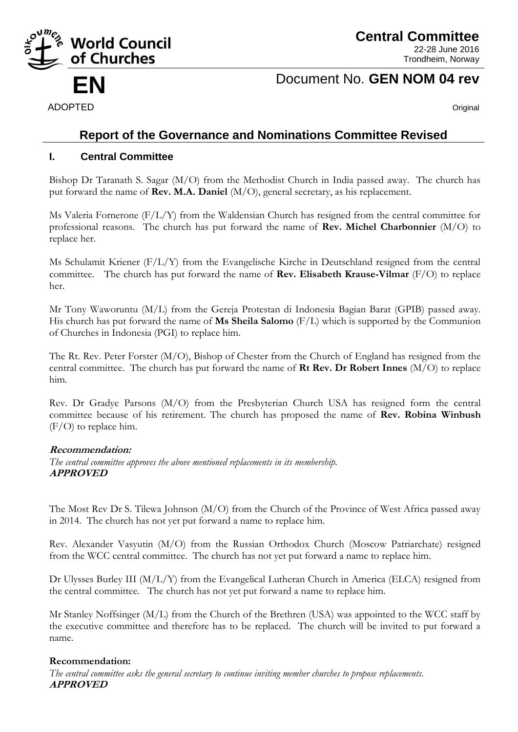World Council of Churches

# Central Committee

22-28 June 2016
Trondheim, Norway

**EN**

Document No. **GEN NOM 04 rev**

ADOPTED

Original

## Report of the Governance and Nominations Committee Revised

### I. Central Committee

Bishop Dr Taranath S. Sagar (M/O) from the Methodist Church in India passed away. The church has put forward the name of **Rev. M.A. Daniel** (M/O), general secretary, as his replacement.

Ms Valeria Fornerone (F/L/Y) from the Waldensian Church has resigned from the central committee for professional reasons. The church has put forward the name of **Rev. Michel Charbonnier** (M/O) to replace her.

Ms Schulamit Kriener (F/L/Y) from the Evangelische Kirche in Deutschland resigned from the central committee. The church has put forward the name of **Rev. Elisabeth Krause-Vilmar** (F/O) to replace her.

Mr Tony Waworuntu (M/L) from the Gereja Protestan di Indonesia Bagian Barat (GPIB) passed away. His church has put forward the name of **Ms Sheila Salomo** (F/L) which is supported by the Communion of Churches in Indonesia (PGI) to replace him.

The Rt. Rev. Peter Forster (M/O), Bishop of Chester from the Church of England has resigned from the central committee. The church has put forward the name of **Rt Rev. Dr Robert Innes** (M/O) to replace him.

Rev. Dr Gradye Parsons (M/O) from the Presbyterian Church USA has resigned form the central committee because of his retirement. The church has proposed the name of **Rev. Robina Winbush** (F/O) to replace him.

***Recommendation:***
*The central committee approves the above mentioned replacements in its membership.*
***APPROVED***

The Most Rev Dr S. Tilewa Johnson (M/O) from the Church of the Province of West Africa passed away in 2014. The church has not yet put forward a name to replace him.

Rev. Alexander Vasyutin (M/O) from the Russian Orthodox Church (Moscow Patriarchate) resigned from the WCC central committee. The church has not yet put forward a name to replace him.

Dr Ulysses Burley III (M/L/Y) from the Evangelical Lutheran Church in America (ELCA) resigned from the central committee. The church has not yet put forward a name to replace him.

Mr Stanley Noffsinger (M/L) from the Church of the Brethren (USA) was appointed to the WCC staff by the executive committee and therefore has to be replaced. The church will be invited to put forward a name.

**Recommendation:**
*The central committee asks the general secretary to continue inviting member churches to propose replacements.*
***APPROVED***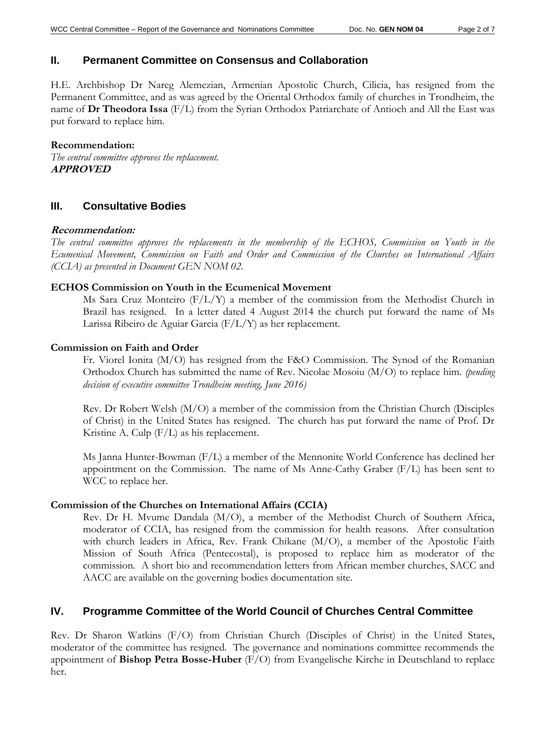## II. Permanent Committee on Consensus and Collaboration

H.E. Archbishop Dr Nareg Alemezian, Armenian Apostolic Church, Cilicia, has resigned from the Permanent Committee, and as was agreed by the Oriental Orthodox family of churches in Trondheim, the name of **Dr Theodora Issa** (F/L) from the Syrian Orthodox Patriarchate of Antioch and All the East was put forward to replace him.

**Recommendation:**
*The central committee approves the replacement.*
***APPROVED***

## III. Consultative Bodies

***Recommendation:***
*The central committee approves the replacements in the membership of the ECHOS, Commission on Youth in the Ecumenical Movement, Commission on Faith and Order and Commission of the Churches on International Affairs (CCIA) as presented in Document GEN NOM 02.*

**ECHOS Commission on Youth in the Ecumenical Movement**

Ms Sara Cruz Monteiro (F/L/Y) a member of the commission from the Methodist Church in Brazil has resigned. In a letter dated 4 August 2014 the church put forward the name of Ms Larissa Ribeiro de Aguiar Garcia (F/L/Y) as her replacement.

**Commission on Faith and Order**

Fr. Viorel Ionita (M/O) has resigned from the F&O Commission. The Synod of the Romanian Orthodox Church has submitted the name of Rev. Nicolae Mosoiu (M/O) to replace him. *(pending decision of executive committee Trondheim meeting, June 2016)*

Rev. Dr Robert Welsh (M/O) a member of the commission from the Christian Church (Disciples of Christ) in the United States has resigned. The church has put forward the name of Prof. Dr Kristine A. Culp (F/L) as his replacement.

Ms Janna Hunter-Bowman (F/L) a member of the Mennonite World Conference has declined her appointment on the Commission. The name of Ms Anne-Cathy Graber (F/L) has been sent to WCC to replace her.

**Commission of the Churches on International Affairs (CCIA)**

Rev. Dr H. Mvume Dandala (M/O), a member of the Methodist Church of Southern Africa, moderator of CCIA, has resigned from the commission for health reasons. After consultation with church leaders in Africa, Rev. Frank Chikane (M/O), a member of the Apostolic Faith Mission of South Africa (Pentecostal), is proposed to replace him as moderator of the commission. A short bio and recommendation letters from African member churches, SACC and AACC are available on the governing bodies documentation site.

## IV. Programme Committee of the World Council of Churches Central Committee

Rev. Dr Sharon Watkins (F/O) from Christian Church (Disciples of Christ) in the United States, moderator of the committee has resigned. The governance and nominations committee recommends the appointment of **Bishop Petra Bosse-Huber** (F/O) from Evangelische Kirche in Deutschland to replace her.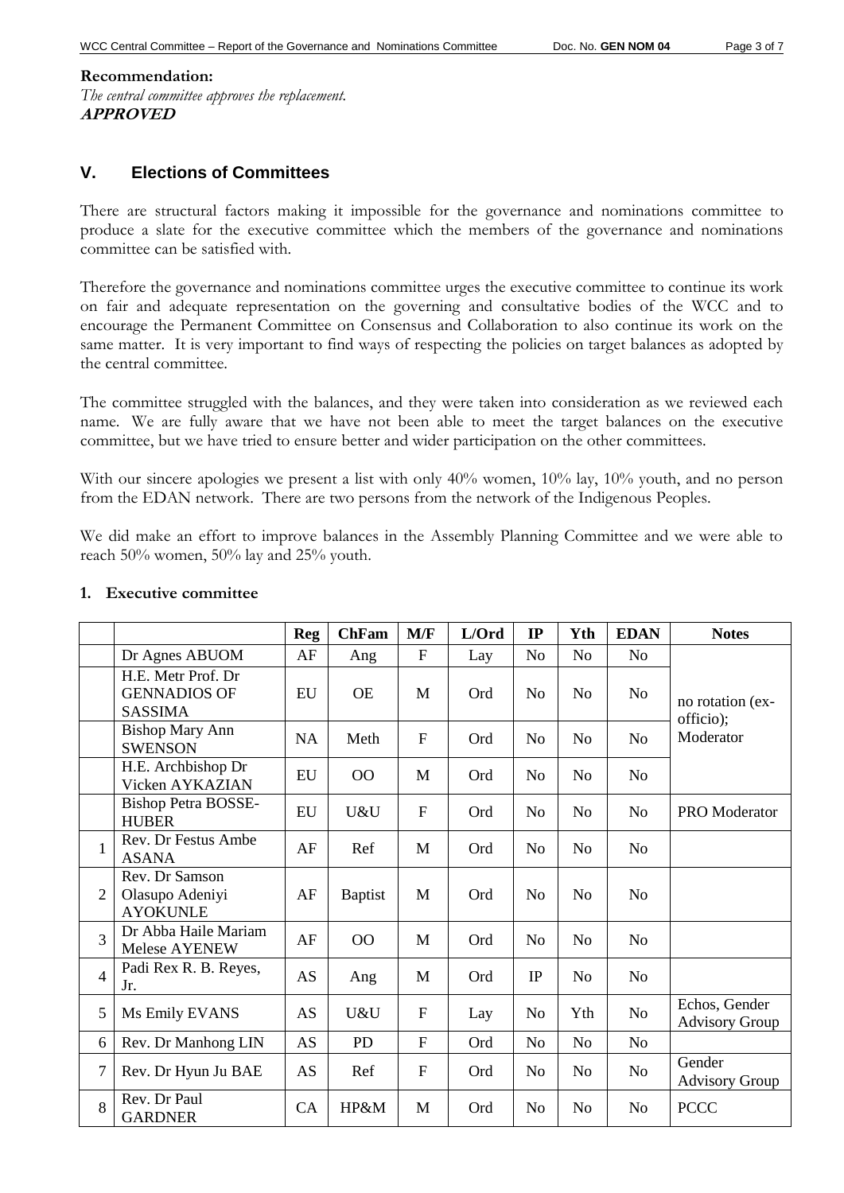**Recommendation:**

*The central committee approves the replacement.*

***APPROVED***

## V. Elections of Committees

There are structural factors making it impossible for the governance and nominations committee to produce a slate for the executive committee which the members of the governance and nominations committee can be satisfied with.

Therefore the governance and nominations committee urges the executive committee to continue its work on fair and adequate representation on the governing and consultative bodies of the WCC and to encourage the Permanent Committee on Consensus and Collaboration to also continue its work on the same matter. It is very important to find ways of respecting the policies on target balances as adopted by the central committee.

The committee struggled with the balances, and they were taken into consideration as we reviewed each name. We are fully aware that we have not been able to meet the target balances on the executive committee, but we have tried to ensure better and wider participation on the other committees.

With our sincere apologies we present a list with only 40% women, 10% lay, 10% youth, and no person from the EDAN network. There are two persons from the network of the Indigenous Peoples.

We did make an effort to improve balances in the Assembly Planning Committee and we were able to reach 50% women, 50% lay and 25% youth.

### 1. Executive committee

| | | Reg | ChFam | M/F | L/Ord | IP | Yth | EDAN | Notes |
|---|---|---|---|---|---|---|---|---|---|
| | Dr Agnes ABUOM | AF | Ang | F | Lay | No | No | No | no rotation (ex-officio); Moderator |
| | H.E. Metr Prof. Dr GENNADIOS OF SASSIMA | EU | OE | M | Ord | No | No | No | |
| | Bishop Mary Ann SWENSON | NA | Meth | F | Ord | No | No | No | |
| | H.E. Archbishop Dr Vicken AYKAZIAN | EU | OO | M | Ord | No | No | No | |
| | Bishop Petra BOSSE-HUBER | EU | U&U | F | Ord | No | No | No | PRO Moderator |
| 1 | Rev. Dr Festus Ambe ASANA | AF | Ref | M | Ord | No | No | No | |
| 2 | Rev. Dr Samson Olasupo Adeniyi AYOKUNLE | AF | Baptist | M | Ord | No | No | No | |
| 3 | Dr Abba Haile Mariam Melese AYENEW | AF | OO | M | Ord | No | No | No | |
| 4 | Padi Rex R. B. Reyes, Jr. | AS | Ang | M | Ord | IP | No | No | |
| 5 | Ms Emily EVANS | AS | U&U | F | Lay | No | Yth | No | Echos, Gender Advisory Group |
| 6 | Rev. Dr Manhong LIN | AS | PD | F | Ord | No | No | No | |
| 7 | Rev. Dr Hyun Ju BAE | AS | Ref | F | Ord | No | No | No | Gender Advisory Group |
| 8 | Rev. Dr Paul GARDNER | CA | HP&M | M | Ord | No | No | No | PCCC |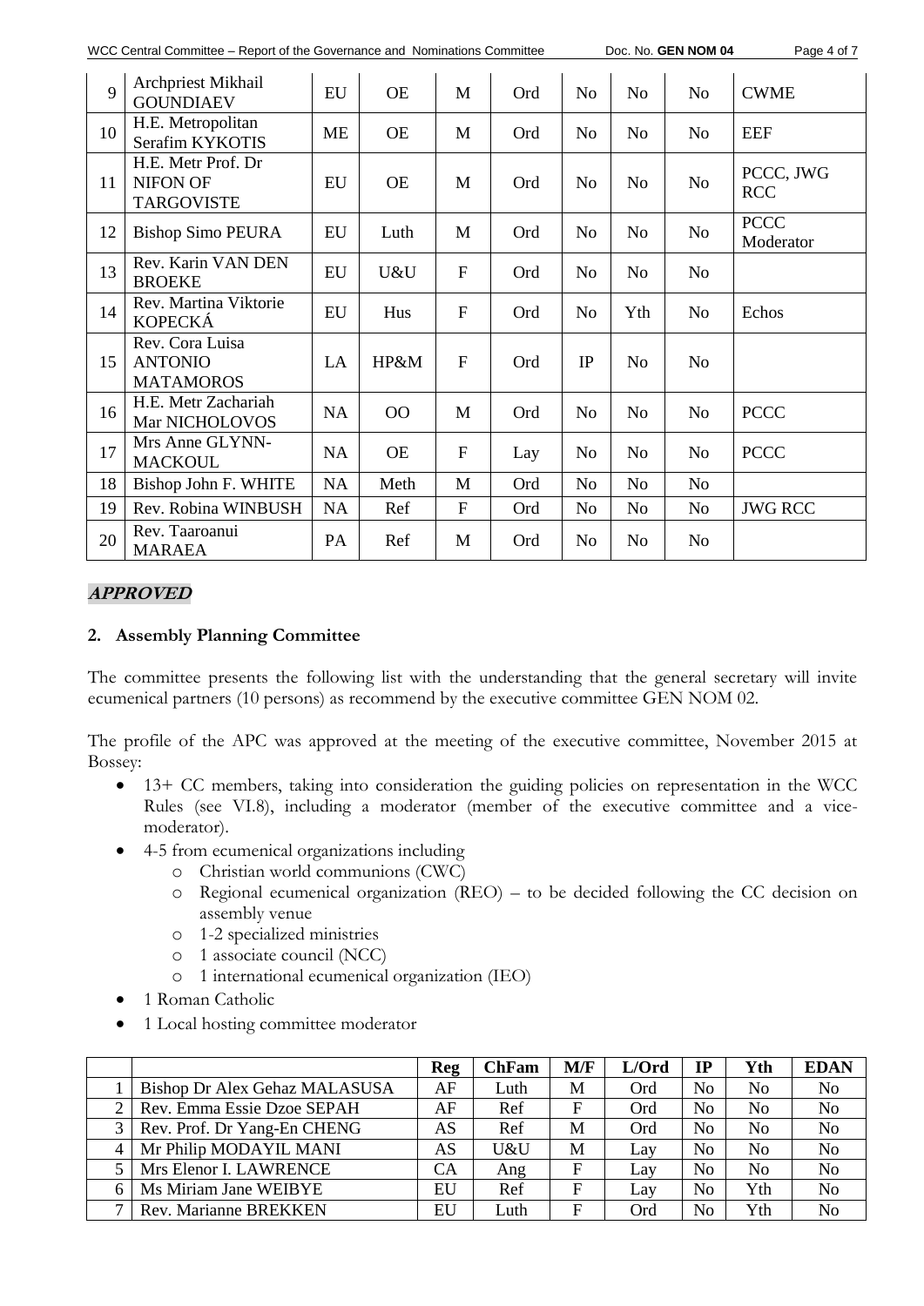| 9 | Archpriest Mikhail GOUNDIAEV | EU | OE | M | Ord | No | No | No | CWME |
|---|---|---|---|---|---|---|---|---|---|
| 10 | H.E. Metropolitan Serafim KYKOTIS | ME | OE | M | Ord | No | No | No | EEF |
| 11 | H.E. Metr Prof. Dr NIFON OF TARGOVISTE | EU | OE | M | Ord | No | No | No | PCCC, JWG RCC |
| 12 | Bishop Simo PEURA | EU | Luth | M | Ord | No | No | No | PCCC Moderator |
| 13 | Rev. Karin VAN DEN BROEKE | EU | U&U | F | Ord | No | No | No | |
| 14 | Rev. Martina Viktorie KOPECKÁ | EU | Hus | F | Ord | No | Yth | No | Echos |
| 15 | Rev. Cora Luisa ANTONIO MATAMOROS | LA | HP&M | F | Ord | IP | No | No | |
| 16 | H.E. Metr Zachariah Mar NICHOLOVOS | NA | OO | M | Ord | No | No | No | PCCC |
| 17 | Mrs Anne GLYNN-MACKOUL | NA | OE | F | Lay | No | No | No | PCCC |
| 18 | Bishop John F. WHITE | NA | Meth | M | Ord | No | No | No | |
| 19 | Rev. Robina WINBUSH | NA | Ref | F | Ord | No | No | No | JWG RCC |
| 20 | Rev. Taaroanui MARAEA | PA | Ref | M | Ord | No | No | No | |

***APPROVED***

**2. Assembly Planning Committee**

The committee presents the following list with the understanding that the general secretary will invite ecumenical partners (10 persons) as recommend by the executive committee GEN NOM 02.

The profile of the APC was approved at the meeting of the executive committee, November 2015 at Bossey:

- 13+ CC members, taking into consideration the guiding policies on representation in the WCC Rules (see VI.8), including a moderator (member of the executive committee and a vice-moderator).
- 4-5 from ecumenical organizations including
  - Christian world communions (CWC)
  - Regional ecumenical organization (REO) – to be decided following the CC decision on assembly venue
  - 1-2 specialized ministries
  - 1 associate council (NCC)
  - 1 international ecumenical organization (IEO)
- 1 Roman Catholic
- 1 Local hosting committee moderator

| | | Reg | ChFam | M/F | L/Ord | IP | Yth | EDAN |
|---|---|---|---|---|---|---|---|---|
| 1 | Bishop Dr Alex Gehaz MALASUSA | AF | Luth | M | Ord | No | No | No |
| 2 | Rev. Emma Essie Dzoe SEPAH | AF | Ref | F | Ord | No | No | No |
| 3 | Rev. Prof. Dr Yang-En CHENG | AS | Ref | M | Ord | No | No | No |
| 4 | Mr Philip MODAYIL MANI | AS | U&U | M | Lay | No | No | No |
| 5 | Mrs Elenor I. LAWRENCE | CA | Ang | F | Lay | No | No | No |
| 6 | Ms Miriam Jane WEIBYE | EU | Ref | F | Lay | No | Yth | No |
| 7 | Rev. Marianne BREKKEN | EU | Luth | F | Ord | No | Yth | No |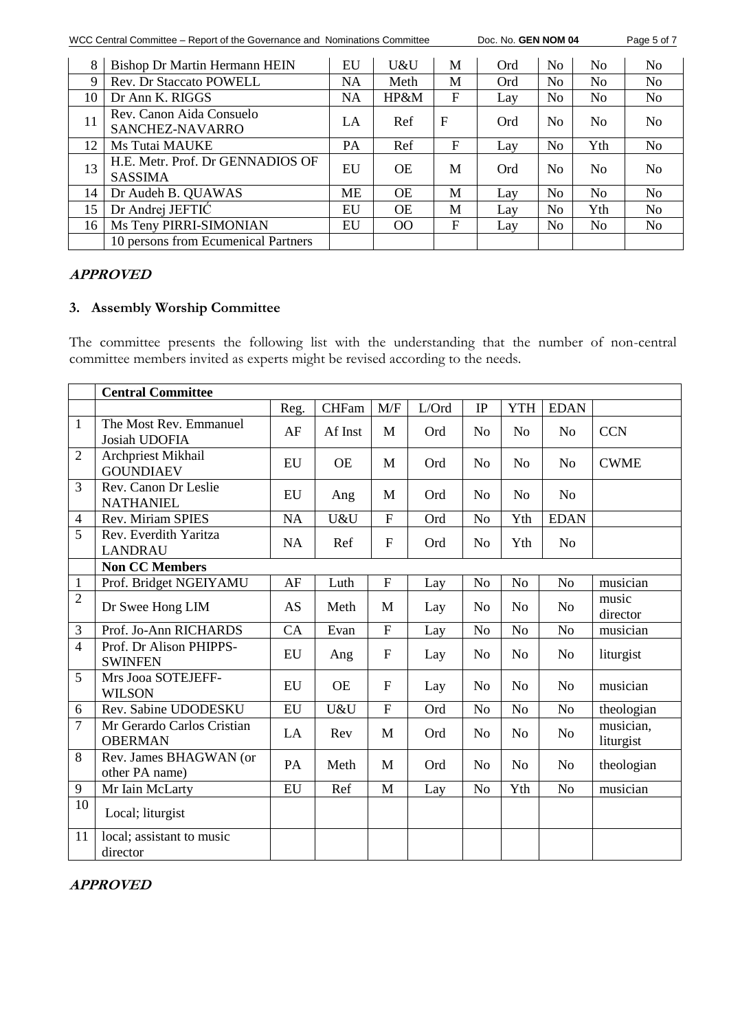| 8 | Bishop Dr Martin Hermann HEIN | EU | U&U | M | Ord | No | No | No |
|---|---|---|---|---|---|---|---|---|
| 9 | Rev. Dr Staccato POWELL | NA | Meth | M | Ord | No | No | No |
| 10 | Dr Ann K. RIGGS | NA | HP&M | F | Lay | No | No | No |
| 11 | Rev. Canon Aida Consuelo SANCHEZ-NAVARRO | LA | Ref | F | Ord | No | No | No |
| 12 | Ms Tutai MAUKE | PA | Ref | F | Lay | No | Yth | No |
| 13 | H.E. Metr. Prof. Dr GENNADIOS OF SASSIMA | EU | OE | M | Ord | No | No | No |
| 14 | Dr Audeh B. QUAWAS | ME | OE | M | Lay | No | No | No |
| 15 | Dr Andrej JEFTIĆ | EU | OE | M | Lay | No | Yth | No |
| 16 | Ms Teny PIRRI-SIMONIAN | EU | OO | F | Lay | No | No | No |
| | 10 persons from Ecumenical Partners | | | | | | | |

***APPROVED***

## 3. Assembly Worship Committee

The committee presents the following list with the understanding that the number of non-central committee members invited as experts might be revised according to the needs.

| | **Central Committee** | | | | | | | | |
|---|---|---|---|---|---|---|---|---|---|
| | | Reg. | CHFam | M/F | L/Ord | IP | YTH | EDAN | |
| 1 | The Most Rev. Emmanuel Josiah UDOFIA | AF | Af Inst | M | Ord | No | No | No | CCN |
| 2 | Archpriest Mikhail GOUNDIAEV | EU | OE | M | Ord | No | No | No | CWME |
| 3 | Rev. Canon Dr Leslie NATHANIEL | EU | Ang | M | Ord | No | No | No | |
| 4 | Rev. Miriam SPIES | NA | U&U | F | Ord | No | Yth | EDAN | |
| 5 | Rev. Everdith Yaritza LANDRAU | NA | Ref | F | Ord | No | Yth | No | |
| | **Non CC Members** | | | | | | | | |
| 1 | Prof. Bridget NGEIYAMU | AF | Luth | F | Lay | No | No | No | musician |
| 2 | Dr Swee Hong LIM | AS | Meth | M | Lay | No | No | No | music director |
| 3 | Prof. Jo-Ann RICHARDS | CA | Evan | F | Lay | No | No | No | musician |
| 4 | Prof. Dr Alison PHIPPS-SWINFEN | EU | Ang | F | Lay | No | No | No | liturgist |
| 5 | Mrs Jooa SOTEJEFF-WILSON | EU | OE | F | Lay | No | No | No | musician |
| 6 | Rev. Sabine UDODESKU | EU | U&U | F | Ord | No | No | No | theologian |
| 7 | Mr Gerardo Carlos Cristian OBERMAN | LA | Rev | M | Ord | No | No | No | musician, liturgist |
| 8 | Rev. James BHAGWAN (or other PA name) | PA | Meth | M | Ord | No | No | No | theologian |
| 9 | Mr Iain McLarty | EU | Ref | M | Lay | No | Yth | No | musician |
| 10 | Local; liturgist | | | | | | | | |
| 11 | local; assistant to music director | | | | | | | | |

***APPROVED***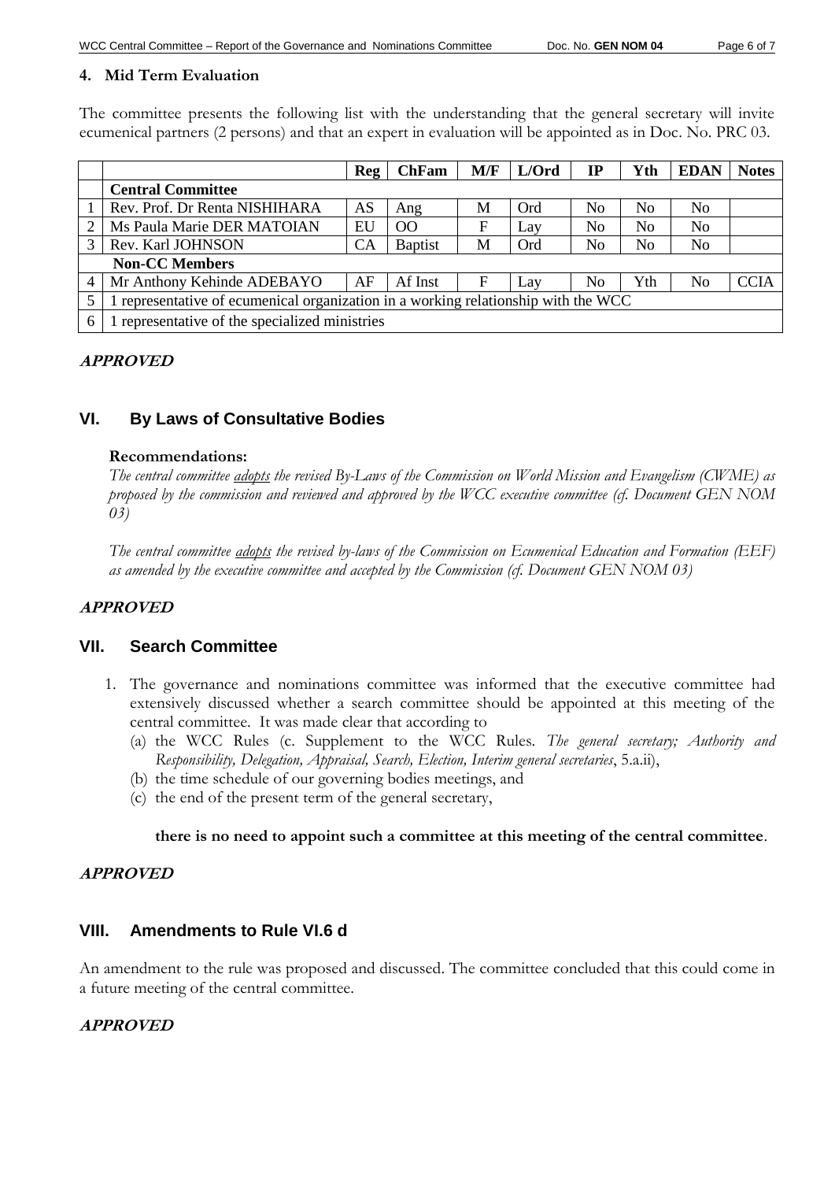## 4. Mid Term Evaluation

The committee presents the following list with the understanding that the general secretary will invite ecumenical partners (2 persons) and that an expert in evaluation will be appointed as in Doc. No. PRC 03.

| | | Reg | ChFam | M/F | L/Ord | IP | Yth | EDAN | Notes |
|---|---|---|---|---|---|---|---|---|---|
| | **Central Committee** | | | | | | | | |
| 1 | Rev. Prof. Dr Renta NISHIHARA | AS | Ang | M | Ord | No | No | No | |
| 2 | Ms Paula Marie DER MATOIAN | EU | OO | F | Lay | No | No | No | |
| 3 | Rev. Karl JOHNSON | CA | Baptist | M | Ord | No | No | No | |
| | **Non-CC Members** | | | | | | | | |
| 4 | Mr Anthony Kehinde ADEBAYO | AF | Af Inst | F | Lay | No | Yth | No | CCIA |
| 5 | 1 representative of ecumenical organization in a working relationship with the WCC | | | | | | | | |
| 6 | 1 representative of the specialized ministries | | | | | | | | |

***APPROVED***

## VI. By Laws of Consultative Bodies

**Recommendations:**

*The central committee* <u>*adopts*</u> *the revised By-Laws of the Commission on World Mission and Evangelism (CWME) as proposed by the commission and reviewed and approved by the WCC executive committee (cf. Document GEN NOM 03)*

*The central committee* <u>*adopts*</u> *the revised by-laws of the Commission on Ecumenical Education and Formation (EEF) as amended by the executive committee and accepted by the Commission (cf. Document GEN NOM 03)*

***APPROVED***

## VII. Search Committee

1. The governance and nominations committee was informed that the executive committee had extensively discussed whether a search committee should be appointed at this meeting of the central committee. It was made clear that according to
   (a) the WCC Rules (c. Supplement to the WCC Rules. *The general secretary; Authority and Responsibility, Delegation, Appraisal, Search, Election, Interim general secretaries*, 5.a.ii),
   (b) the time schedule of our governing bodies meetings, and
   (c) the end of the present term of the general secretary,

   **there is no need to appoint such a committee at this meeting of the central committee**.

***APPROVED***

## VIII. Amendments to Rule VI.6 d

An amendment to the rule was proposed and discussed. The committee concluded that this could come in a future meeting of the central committee.

***APPROVED***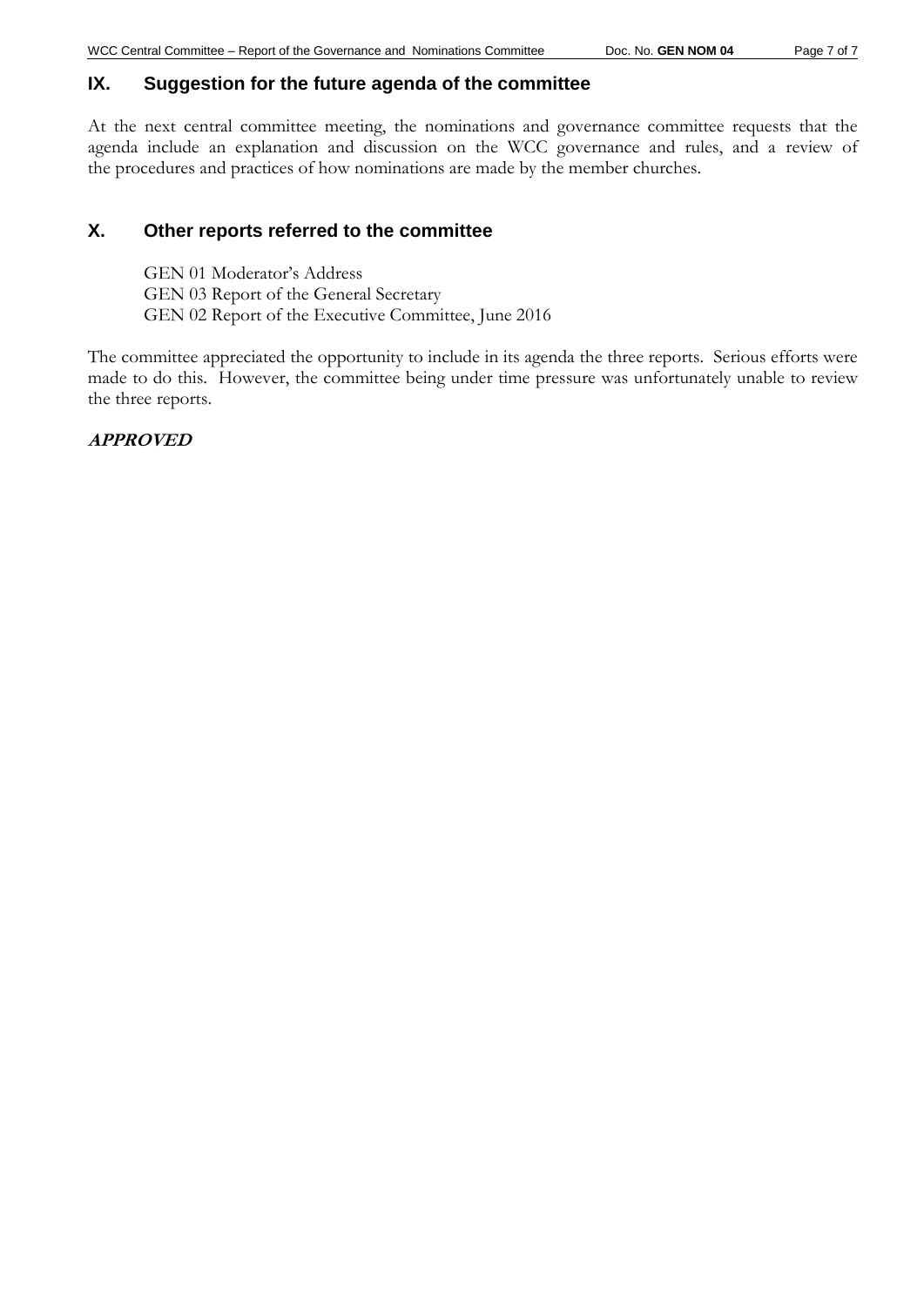## IX. Suggestion for the future agenda of the committee

At the next central committee meeting, the nominations and governance committee requests that the agenda include an explanation and discussion on the WCC governance and rules, and a review of the procedures and practices of how nominations are made by the member churches.

## X. Other reports referred to the committee

GEN 01 Moderator's Address
GEN 03 Report of the General Secretary
GEN 02 Report of the Executive Committee, June 2016

The committee appreciated the opportunity to include in its agenda the three reports. Serious efforts were made to do this. However, the committee being under time pressure was unfortunately unable to review the three reports.

***APPROVED***